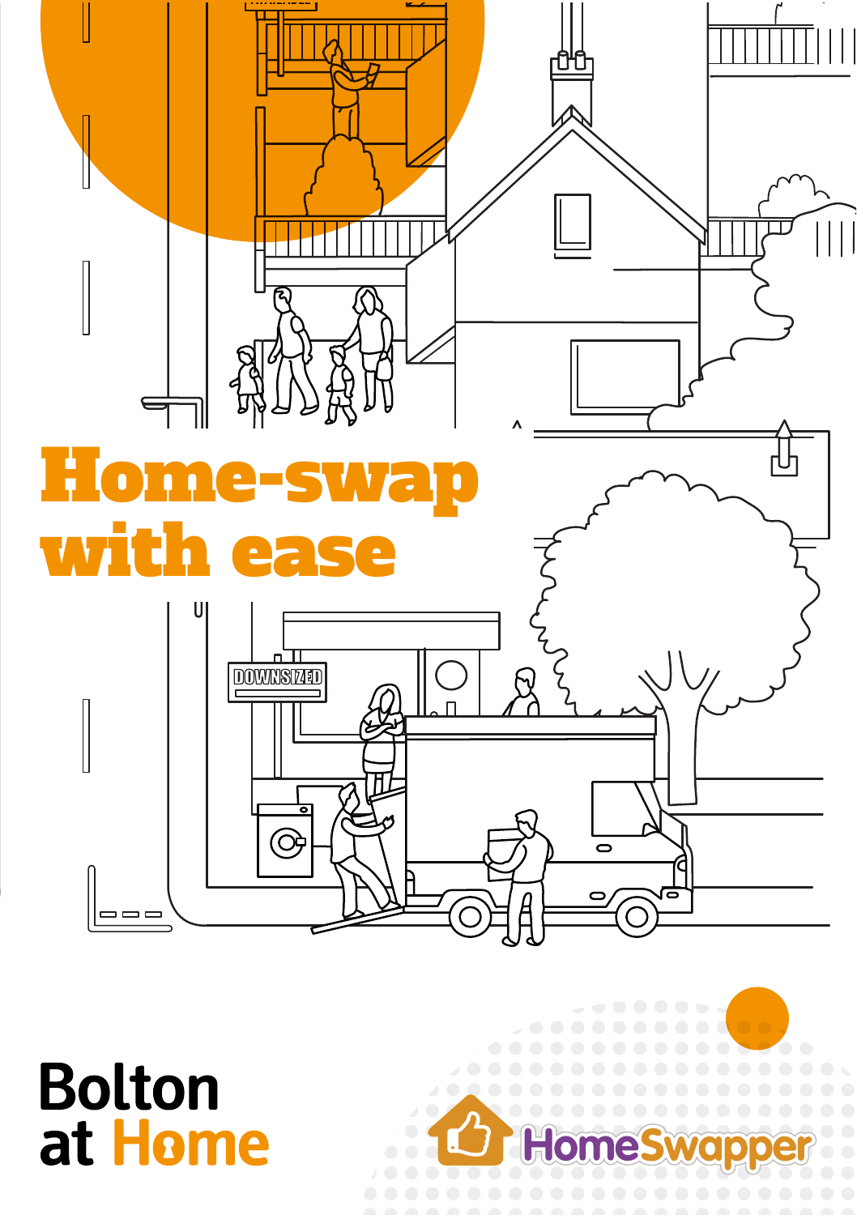# Home-swap with ease

Bolton at Home

HomeSwapper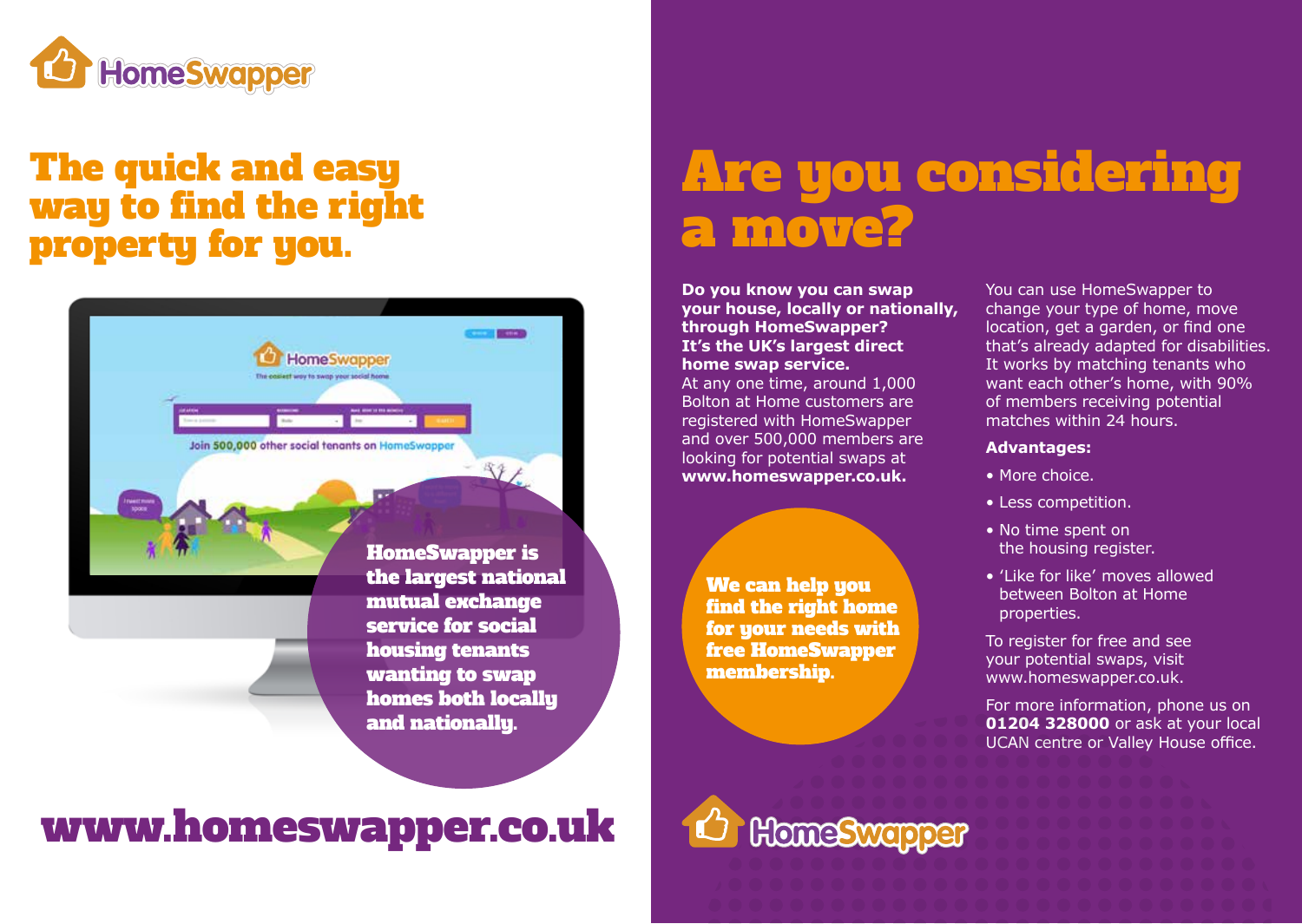HomeSwapper

# The quick and easy way to find the right property for you.

**HomeSwapper is the largest national mutual exchange service for social housing tenants wanting to swap homes both locally and nationally.**

## www.homeswapper.co.uk

# Are you considering a move?

**Do you know you can swap your house, locally or nationally, through HomeSwapper? It's the UK's largest direct home swap service.**
At any one time, around 1,000 Bolton at Home customers are registered with HomeSwapper and over 500,000 members are looking for potential swaps at **www.homeswapper.co.uk.**

**We can help you find the right home for your needs with free HomeSwapper membership.**

You can use HomeSwapper to change your type of home, move location, get a garden, or find one that's already adapted for disabilities. It works by matching tenants who want each other's home, with 90% of members receiving potential matches within 24 hours.

**Advantages:**

- More choice.
- Less competition.
- No time spent on the housing register.
- 'Like for like' moves allowed between Bolton at Home properties.

To register for free and see your potential swaps, visit www.homeswapper.co.uk.

For more information, phone us on **01204 328000** or ask at your local UCAN centre or Valley House office.

HomeSwapper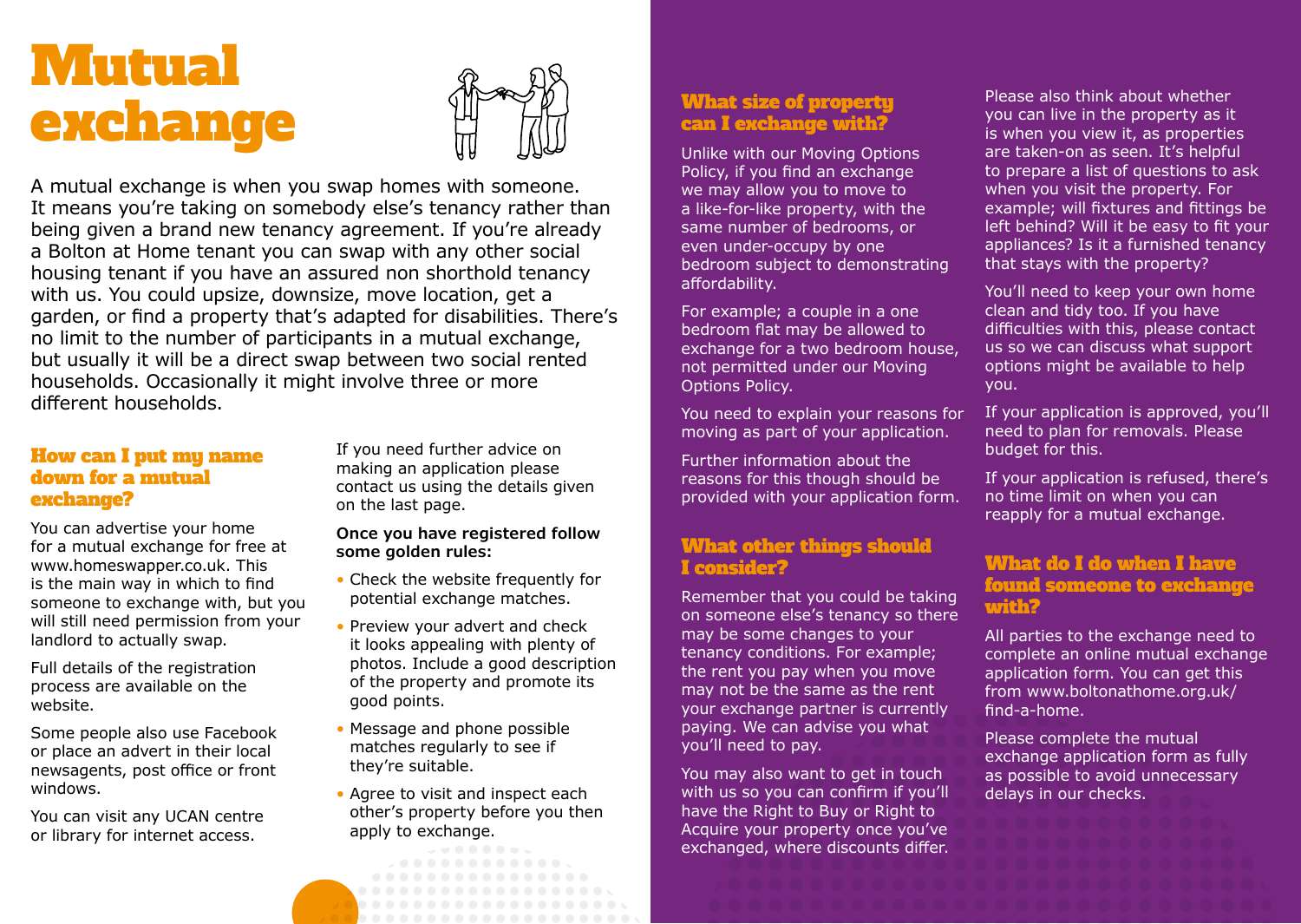# Mutual exchange

A mutual exchange is when you swap homes with someone. It means you're taking on somebody else's tenancy rather than being given a brand new tenancy agreement. If you're already a Bolton at Home tenant you can swap with any other social housing tenant if you have an assured non shorthold tenancy with us. You could upsize, downsize, move location, get a garden, or find a property that's adapted for disabilities. There's no limit to the number of participants in a mutual exchange, but usually it will be a direct swap between two social rented households. Occasionally it might involve three or more different households.

## How can I put my name down for a mutual exchange?

You can advertise your home for a mutual exchange for free at www.homeswapper.co.uk. This is the main way in which to find someone to exchange with, but you will still need permission from your landlord to actually swap.

Full details of the registration process are available on the website.

Some people also use Facebook or place an advert in their local newsagents, post office or front windows.

You can visit any UCAN centre or library for internet access.

If you need further advice on making an application please contact us using the details given on the last page.

**Once you have registered follow some golden rules:**

- Check the website frequently for potential exchange matches.
- Preview your advert and check it looks appealing with plenty of photos. Include a good description of the property and promote its good points.
- Message and phone possible matches regularly to see if they're suitable.
- Agree to visit and inspect each other's property before you then apply to exchange.

## What size of property can I exchange with?

Unlike with our Moving Options Policy, if you find an exchange we may allow you to move to a like-for-like property, with the same number of bedrooms, or even under-occupy by one bedroom subject to demonstrating affordability.

For example; a couple in a one bedroom flat may be allowed to exchange for a two bedroom house, not permitted under our Moving Options Policy.

You need to explain your reasons for moving as part of your application.

Further information about the reasons for this though should be provided with your application form.

## What other things should I consider?

Remember that you could be taking on someone else's tenancy so there may be some changes to your tenancy conditions. For example; the rent you pay when you move may not be the same as the rent your exchange partner is currently paying. We can advise you what you'll need to pay.

You may also want to get in touch with us so you can confirm if you'll have the Right to Buy or Right to Acquire your property once you've exchanged, where discounts differ.

Please also think about whether you can live in the property as it is when you view it, as properties are taken-on as seen. It's helpful to prepare a list of questions to ask when you visit the property. For example; will fixtures and fittings be left behind? Will it be easy to fit your appliances? Is it a furnished tenancy that stays with the property?

You'll need to keep your own home clean and tidy too. If you have difficulties with this, please contact us so we can discuss what support options might be available to help you.

If your application is approved, you'll need to plan for removals. Please budget for this.

If your application is refused, there's no time limit on when you can reapply for a mutual exchange.

## What do I do when I have found someone to exchange with?

All parties to the exchange need to complete an online mutual exchange application form. You can get this from www.boltonathome.org.uk/find-a-home.

Please complete the mutual exchange application form as fully as possible to avoid unnecessary delays in our checks.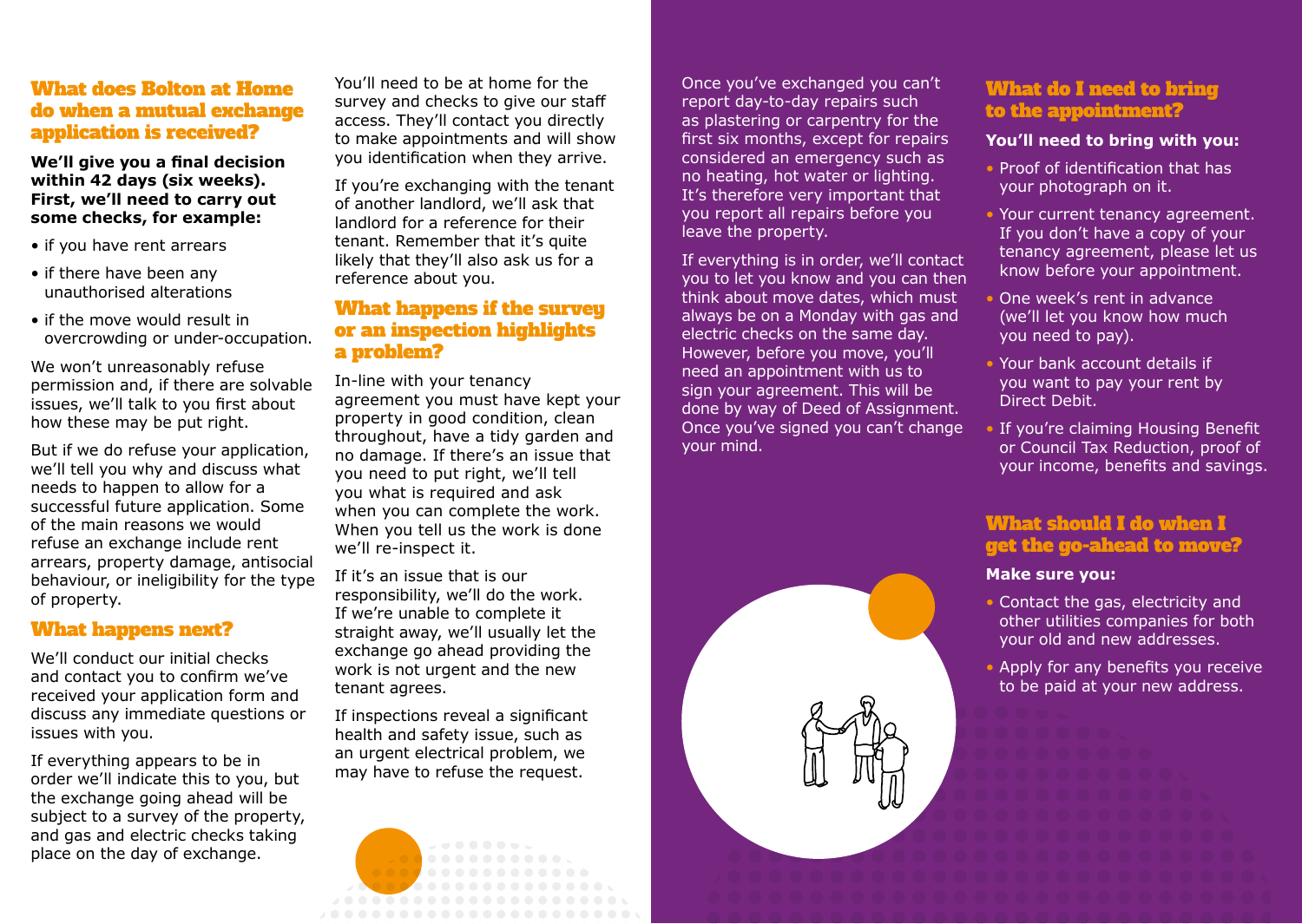## What does Bolton at Home do when a mutual exchange application is received?

**We'll give you a final decision within 42 days (six weeks). First, we'll need to carry out some checks, for example:**

- if you have rent arrears
- if there have been any unauthorised alterations
- if the move would result in overcrowding or under-occupation.

We won't unreasonably refuse permission and, if there are solvable issues, we'll talk to you first about how these may be put right.

But if we do refuse your application, we'll tell you why and discuss what needs to happen to allow for a successful future application. Some of the main reasons we would refuse an exchange include rent arrears, property damage, antisocial behaviour, or ineligibility for the type of property.

## What happens next?

We'll conduct our initial checks and contact you to confirm we've received your application form and discuss any immediate questions or issues with you.

If everything appears to be in order we'll indicate this to you, but the exchange going ahead will be subject to a survey of the property, and gas and electric checks taking place on the day of exchange.

You'll need to be at home for the survey and checks to give our staff access. They'll contact you directly to make appointments and will show you identification when they arrive.

If you're exchanging with the tenant of another landlord, we'll ask that landlord for a reference for their tenant. Remember that it's quite likely that they'll also ask us for a reference about you.

## What happens if the survey or an inspection highlights a problem?

In-line with your tenancy agreement you must have kept your property in good condition, clean throughout, have a tidy garden and no damage. If there's an issue that you need to put right, we'll tell you what is required and ask when you can complete the work. When you tell us the work is done we'll re-inspect it.

If it's an issue that is our responsibility, we'll do the work. If we're unable to complete it straight away, we'll usually let the exchange go ahead providing the work is not urgent and the new tenant agrees.

If inspections reveal a significant health and safety issue, such as an urgent electrical problem, we may have to refuse the request.

Once you've exchanged you can't report day-to-day repairs such as plastering or carpentry for the first six months, except for repairs considered an emergency such as no heating, hot water or lighting. It's therefore very important that you report all repairs before you leave the property.

If everything is in order, we'll contact you to let you know and you can then think about move dates, which must always be on a Monday with gas and electric checks on the same day. However, before you move, you'll need an appointment with us to sign your agreement. This will be done by way of Deed of Assignment. Once you've signed you can't change your mind.

## What do I need to bring to the appointment?

**You'll need to bring with you:**

- Proof of identification that has your photograph on it.
- Your current tenancy agreement. If you don't have a copy of your tenancy agreement, please let us know before your appointment.
- One week's rent in advance (we'll let you know how much you need to pay).
- Your bank account details if you want to pay your rent by Direct Debit.
- If you're claiming Housing Benefit or Council Tax Reduction, proof of your income, benefits and savings.

## What should I do when I get the go-ahead to move?

**Make sure you:**

- Contact the gas, electricity and other utilities companies for both your old and new addresses.
- Apply for any benefits you receive to be paid at your new address.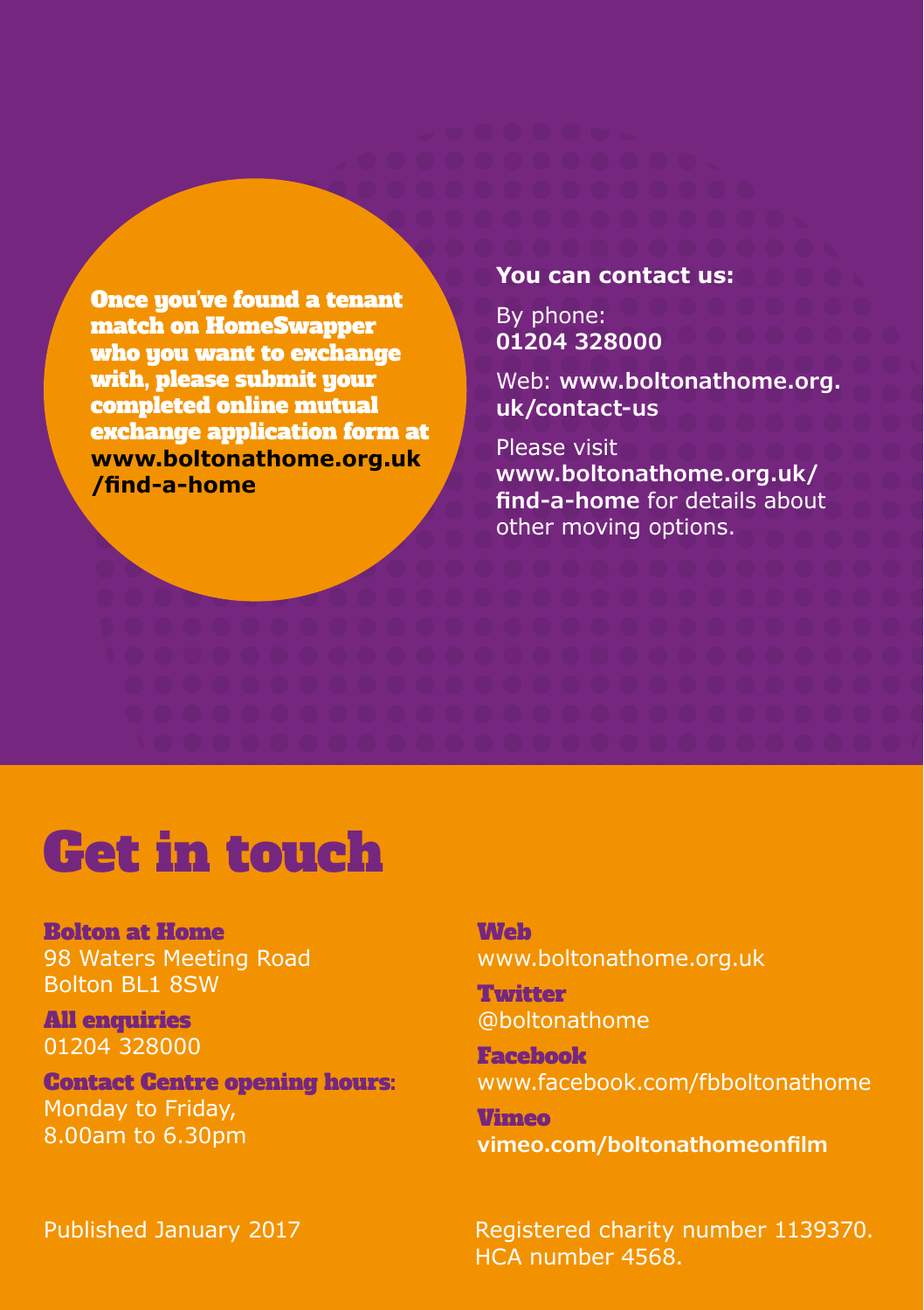**Once you've found a tenant match on HomeSwapper who you want to exchange with, please submit your completed online mutual exchange application form at www.boltonathome.org.uk/find-a-home**

**You can contact us:**

By phone:
**01204 328000**

Web: **www.boltonathome.org.uk/contact-us**

Please visit **www.boltonathome.org.uk/find-a-home** for details about other moving options.

# Get in touch

**Bolton at Home**
98 Waters Meeting Road
Bolton BL1 8SW

**All enquiries**
01204 328000

**Contact Centre opening hours:**
Monday to Friday,
8.00am to 6.30pm

**Web**
www.boltonathome.org.uk

**Twitter**
@boltonathome

**Facebook**
www.facebook.com/fbboltonathome

**Vimeo**
**vimeo.com/boltonathomeonfilm**

Published January 2017

Registered charity number 1139370.
HCA number 4568.